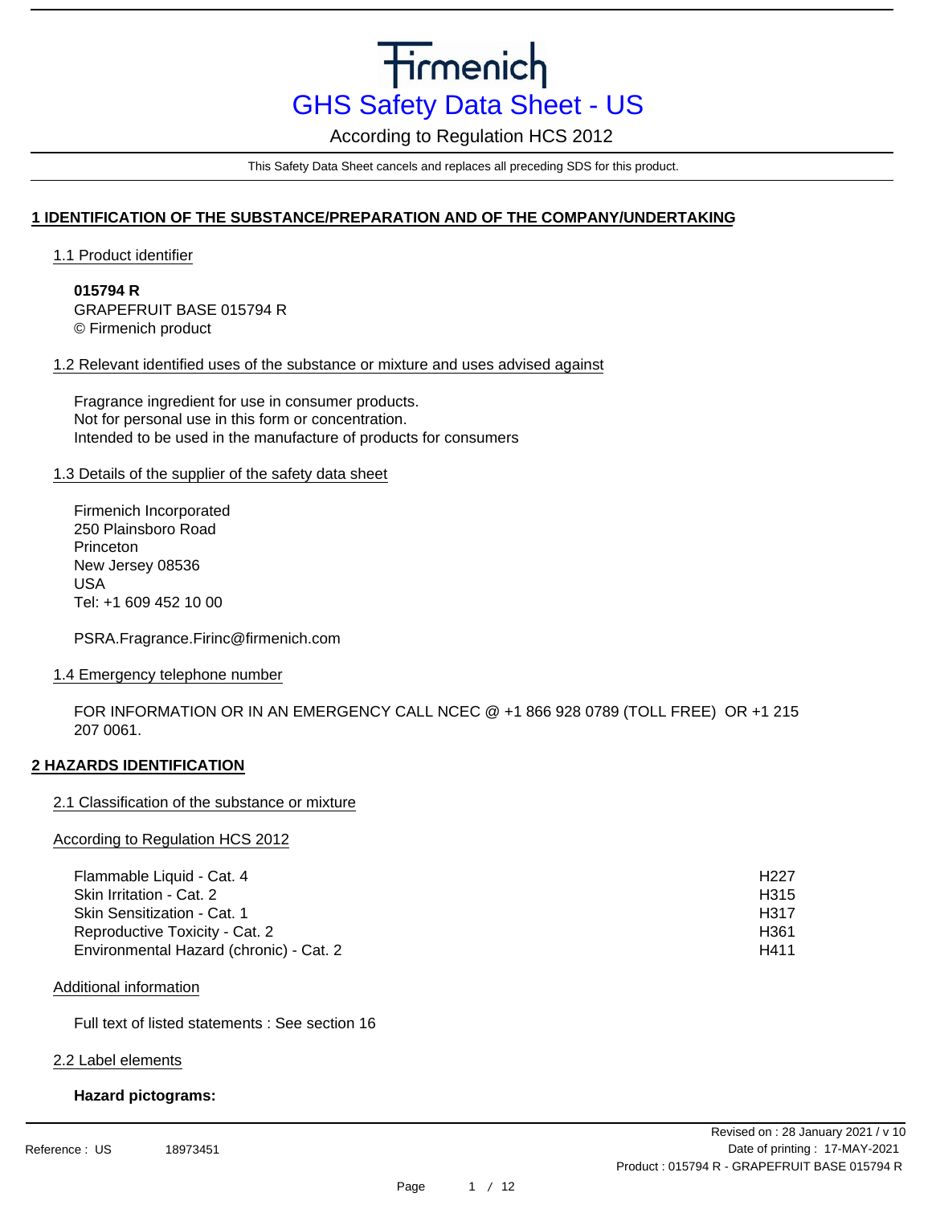# Firmenich

## GHS Safety Data Sheet - US

According to Regulation HCS 2012

This Safety Data Sheet cancels and replaces all preceding SDS for this product.

## 1 IDENTIFICATION OF THE SUBSTANCE/PREPARATION AND OF THE COMPANY/UNDERTAKING

### 1.1 Product identifier

**015794 R**
GRAPEFRUIT BASE 015794 R
© Firmenich product

### 1.2 Relevant identified uses of the substance or mixture and uses advised against

Fragrance ingredient for use in consumer products.
Not for personal use in this form or concentration.
Intended to be used in the manufacture of products for consumers

### 1.3 Details of the supplier of the safety data sheet

Firmenich Incorporated
250 Plainsboro Road
Princeton
New Jersey 08536
USA
Tel: +1 609 452 10 00

PSRA.Fragrance.Firinc@firmenich.com

### 1.4 Emergency telephone number

FOR INFORMATION OR IN AN EMERGENCY CALL NCEC @ +1 866 928 0789 (TOLL FREE) OR +1 215 207 0061.

## 2 HAZARDS IDENTIFICATION

### 2.1 Classification of the substance or mixture

According to Regulation HCS 2012

| | |
|---|---|
| Flammable Liquid - Cat. 4 | H227 |
| Skin Irritation - Cat. 2 | H315 |
| Skin Sensitization - Cat. 1 | H317 |
| Reproductive Toxicity - Cat. 2 | H361 |
| Environmental Hazard (chronic) - Cat. 2 | H411 |

Additional information

Full text of listed statements : See section 16

### 2.2 Label elements

**Hazard pictograms:**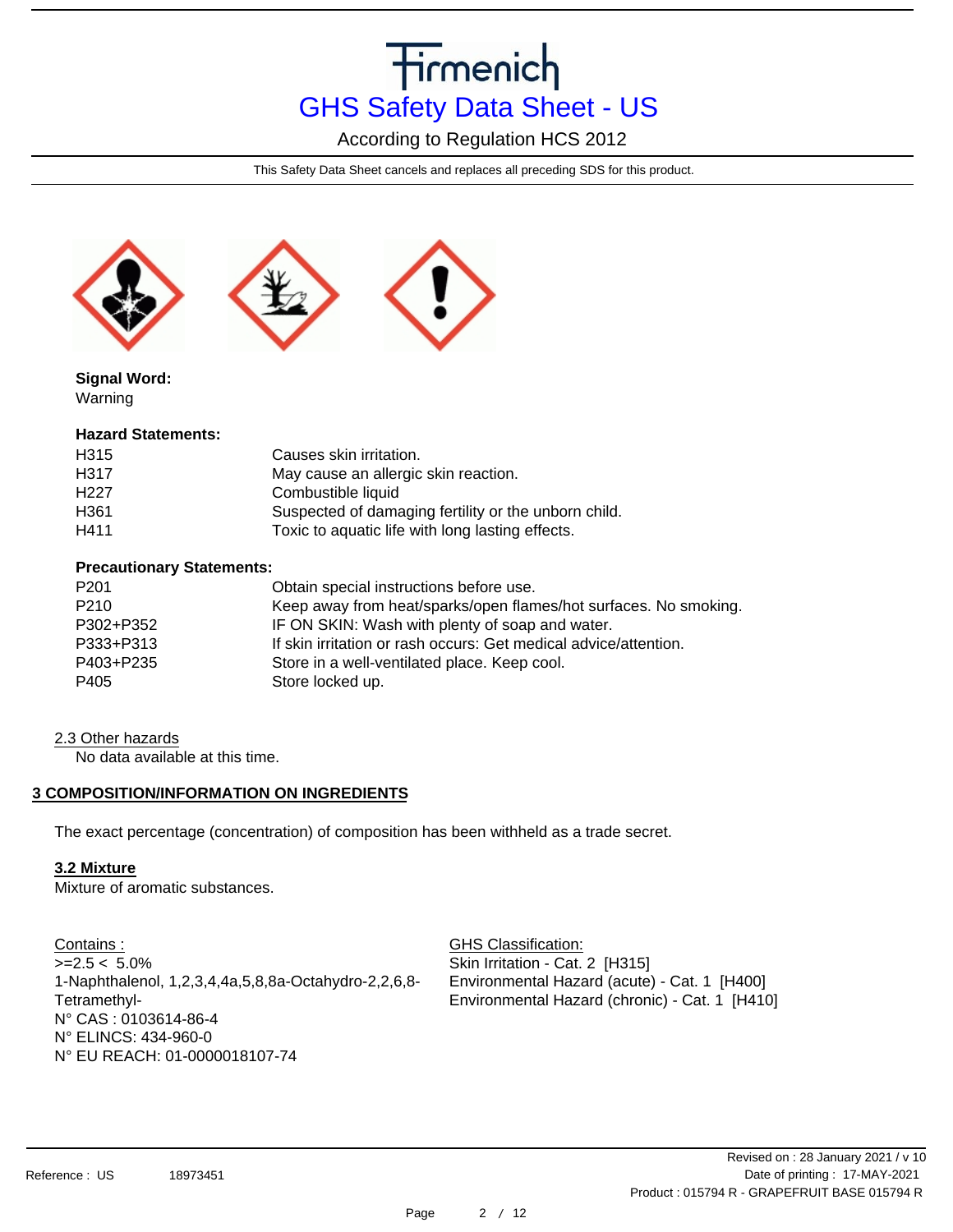**Signal Word:**
Warning

**Hazard Statements:**

| | |
|---|---|
| H315 | Causes skin irritation. |
| H317 | May cause an allergic skin reaction. |
| H227 | Combustible liquid |
| H361 | Suspected of damaging fertility or the unborn child. |
| H411 | Toxic to aquatic life with long lasting effects. |

**Precautionary Statements:**

| | |
|---|---|
| P201 | Obtain special instructions before use. |
| P210 | Keep away from heat/sparks/open flames/hot surfaces. No smoking. |
| P302+P352 | IF ON SKIN: Wash with plenty of soap and water. |
| P333+P313 | If skin irritation or rash occurs: Get medical advice/attention. |
| P403+P235 | Store in a well-ventilated place. Keep cool. |
| P405 | Store locked up. |

2.3 Other hazards

No data available at this time.

## 3 COMPOSITION/INFORMATION ON INGREDIENTS

The exact percentage (concentration) of composition has been withheld as a trade secret.

### 3.2 Mixture

Mixture of aromatic substances.

| Contains : | GHS Classification: |
|---|---|
| >=2.5 < 5.0%<br>1-Naphthalenol, 1,2,3,4,4a,5,8,8a-Octahydro-2,2,6,8-Tetramethyl-<br>N° CAS : 0103614-86-4<br>N° ELINCS: 434-960-0<br>N° EU REACH: 01-0000018107-74 | Skin Irritation - Cat. 2 [H315]<br>Environmental Hazard (acute) - Cat. 1 [H400]<br>Environmental Hazard (chronic) - Cat. 1 [H410] |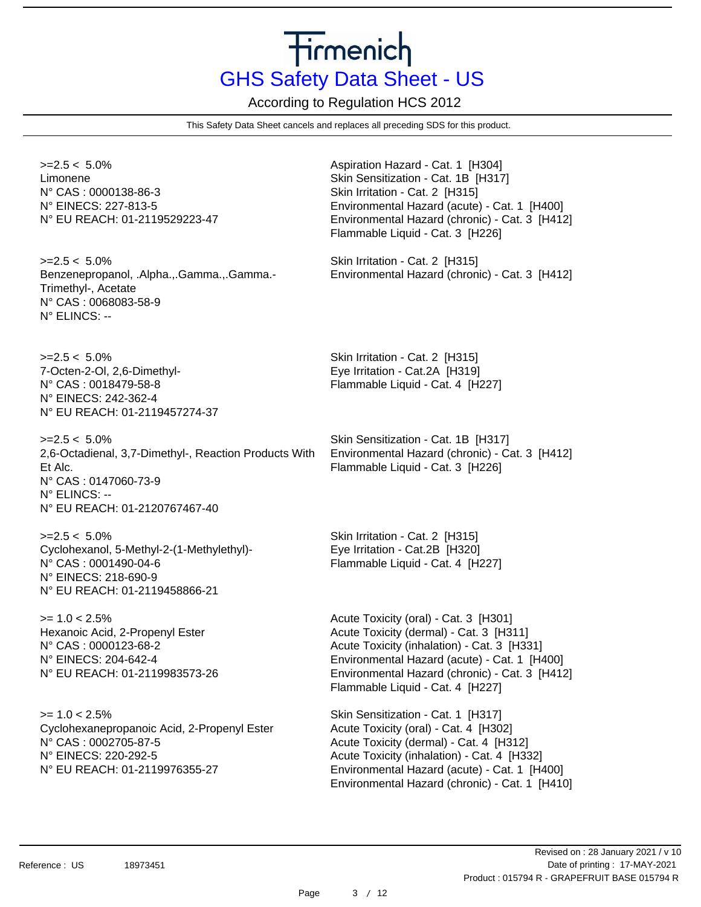| Component | Classification |
| --- | --- |
| >=2.5 < 5.0%<br>Limonene<br>N° CAS : 0000138-86-3<br>N° EINECS: 227-813-5<br>N° EU REACH: 01-2119529223-47 | Aspiration Hazard - Cat. 1 [H304]<br>Skin Sensitization - Cat. 1B [H317]<br>Skin Irritation - Cat. 2 [H315]<br>Environmental Hazard (acute) - Cat. 1 [H400]<br>Environmental Hazard (chronic) - Cat. 3 [H412]<br>Flammable Liquid - Cat. 3 [H226] |
| >=2.5 < 5.0%<br>Benzenepropanol, .Alpha.,.Gamma.,.Gamma.-Trimethyl-, Acetate<br>N° CAS : 0068083-58-9<br>N° ELINCS: -- | Skin Irritation - Cat. 2 [H315]<br>Environmental Hazard (chronic) - Cat. 3 [H412] |
| >=2.5 < 5.0%<br>7-Octen-2-Ol, 2,6-Dimethyl-<br>N° CAS : 0018479-58-8<br>N° EINECS: 242-362-4<br>N° EU REACH: 01-2119457274-37 | Skin Irritation - Cat. 2 [H315]<br>Eye Irritation - Cat.2A [H319]<br>Flammable Liquid - Cat. 4 [H227] |
| >=2.5 < 5.0%<br>2,6-Octadienal, 3,7-Dimethyl-, Reaction Products With Et Alc.<br>N° CAS : 0147060-73-9<br>N° ELINCS: --<br>N° EU REACH: 01-2120767467-40 | Skin Sensitization - Cat. 1B [H317]<br>Environmental Hazard (chronic) - Cat. 3 [H412]<br>Flammable Liquid - Cat. 3 [H226] |
| >=2.5 < 5.0%<br>Cyclohexanol, 5-Methyl-2-(1-Methylethyl)-<br>N° CAS : 0001490-04-6<br>N° EINECS: 218-690-9<br>N° EU REACH: 01-2119458866-21 | Skin Irritation - Cat. 2 [H315]<br>Eye Irritation - Cat.2B [H320]<br>Flammable Liquid - Cat. 4 [H227] |
| >= 1.0 < 2.5%<br>Hexanoic Acid, 2-Propenyl Ester<br>N° CAS : 0000123-68-2<br>N° EINECS: 204-642-4<br>N° EU REACH: 01-2119983573-26 | Acute Toxicity (oral) - Cat. 3 [H301]<br>Acute Toxicity (dermal) - Cat. 3 [H311]<br>Acute Toxicity (inhalation) - Cat. 3 [H331]<br>Environmental Hazard (acute) - Cat. 1 [H400]<br>Environmental Hazard (chronic) - Cat. 3 [H412]<br>Flammable Liquid - Cat. 4 [H227] |
| >= 1.0 < 2.5%<br>Cyclohexanepropanoic Acid, 2-Propenyl Ester<br>N° CAS : 0002705-87-5<br>N° EINECS: 220-292-5<br>N° EU REACH: 01-2119976355-27 | Skin Sensitization - Cat. 1 [H317]<br>Acute Toxicity (oral) - Cat. 4 [H302]<br>Acute Toxicity (dermal) - Cat. 4 [H312]<br>Acute Toxicity (inhalation) - Cat. 4 [H332]<br>Environmental Hazard (acute) - Cat. 1 [H400]<br>Environmental Hazard (chronic) - Cat. 1 [H410] |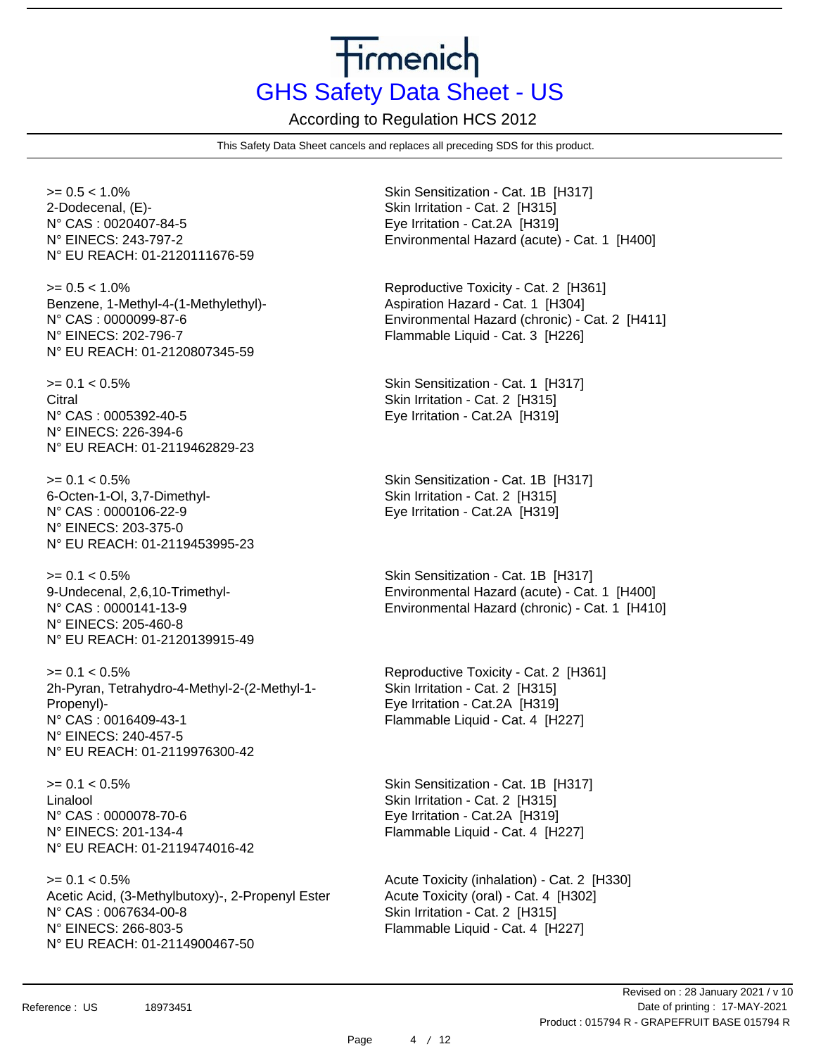| Concentration / Ingredient | Classification |
|---|---|
| >= 0.5 < 1.0%<br>2-Dodecenal, (E)-<br>N° CAS : 0020407-84-5<br>N° EINECS: 243-797-2<br>N° EU REACH: 01-2120111676-59 | Skin Sensitization - Cat. 1B [H317]<br>Skin Irritation - Cat. 2 [H315]<br>Eye Irritation - Cat.2A [H319]<br>Environmental Hazard (acute) - Cat. 1 [H400] |
| >= 0.5 < 1.0%<br>Benzene, 1-Methyl-4-(1-Methylethyl)-<br>N° CAS : 0000099-87-6<br>N° EINECS: 202-796-7<br>N° EU REACH: 01-2120807345-59 | Reproductive Toxicity - Cat. 2 [H361]<br>Aspiration Hazard - Cat. 1 [H304]<br>Environmental Hazard (chronic) - Cat. 2 [H411]<br>Flammable Liquid - Cat. 3 [H226] |
| >= 0.1 < 0.5%<br>Citral<br>N° CAS : 0005392-40-5<br>N° EINECS: 226-394-6<br>N° EU REACH: 01-2119462829-23 | Skin Sensitization - Cat. 1 [H317]<br>Skin Irritation - Cat. 2 [H315]<br>Eye Irritation - Cat.2A [H319] |
| >= 0.1 < 0.5%<br>6-Octen-1-Ol, 3,7-Dimethyl-<br>N° CAS : 0000106-22-9<br>N° EINECS: 203-375-0<br>N° EU REACH: 01-2119453995-23 | Skin Sensitization - Cat. 1B [H317]<br>Skin Irritation - Cat. 2 [H315]<br>Eye Irritation - Cat.2A [H319] |
| >= 0.1 < 0.5%<br>9-Undecenal, 2,6,10-Trimethyl-<br>N° CAS : 0000141-13-9<br>N° EINECS: 205-460-8<br>N° EU REACH: 01-2120139915-49 | Skin Sensitization - Cat. 1B [H317]<br>Environmental Hazard (acute) - Cat. 1 [H400]<br>Environmental Hazard (chronic) - Cat. 1 [H410] |
| >= 0.1 < 0.5%<br>2h-Pyran, Tetrahydro-4-Methyl-2-(2-Methyl-1-Propenyl)-<br>N° CAS : 0016409-43-1<br>N° EINECS: 240-457-5<br>N° EU REACH: 01-2119976300-42 | Reproductive Toxicity - Cat. 2 [H361]<br>Skin Irritation - Cat. 2 [H315]<br>Eye Irritation - Cat.2A [H319]<br>Flammable Liquid - Cat. 4 [H227] |
| >= 0.1 < 0.5%<br>Linalool<br>N° CAS : 0000078-70-6<br>N° EINECS: 201-134-4<br>N° EU REACH: 01-2119474016-42 | Skin Sensitization - Cat. 1B [H317]<br>Skin Irritation - Cat. 2 [H315]<br>Eye Irritation - Cat.2A [H319]<br>Flammable Liquid - Cat. 4 [H227] |
| >= 0.1 < 0.5%<br>Acetic Acid, (3-Methylbutoxy)-, 2-Propenyl Ester<br>N° CAS : 0067634-00-8<br>N° EINECS: 266-803-5<br>N° EU REACH: 01-2114900467-50 | Acute Toxicity (inhalation) - Cat. 2 [H330]<br>Acute Toxicity (oral) - Cat. 4 [H302]<br>Skin Irritation - Cat. 2 [H315]<br>Flammable Liquid - Cat. 4 [H227] |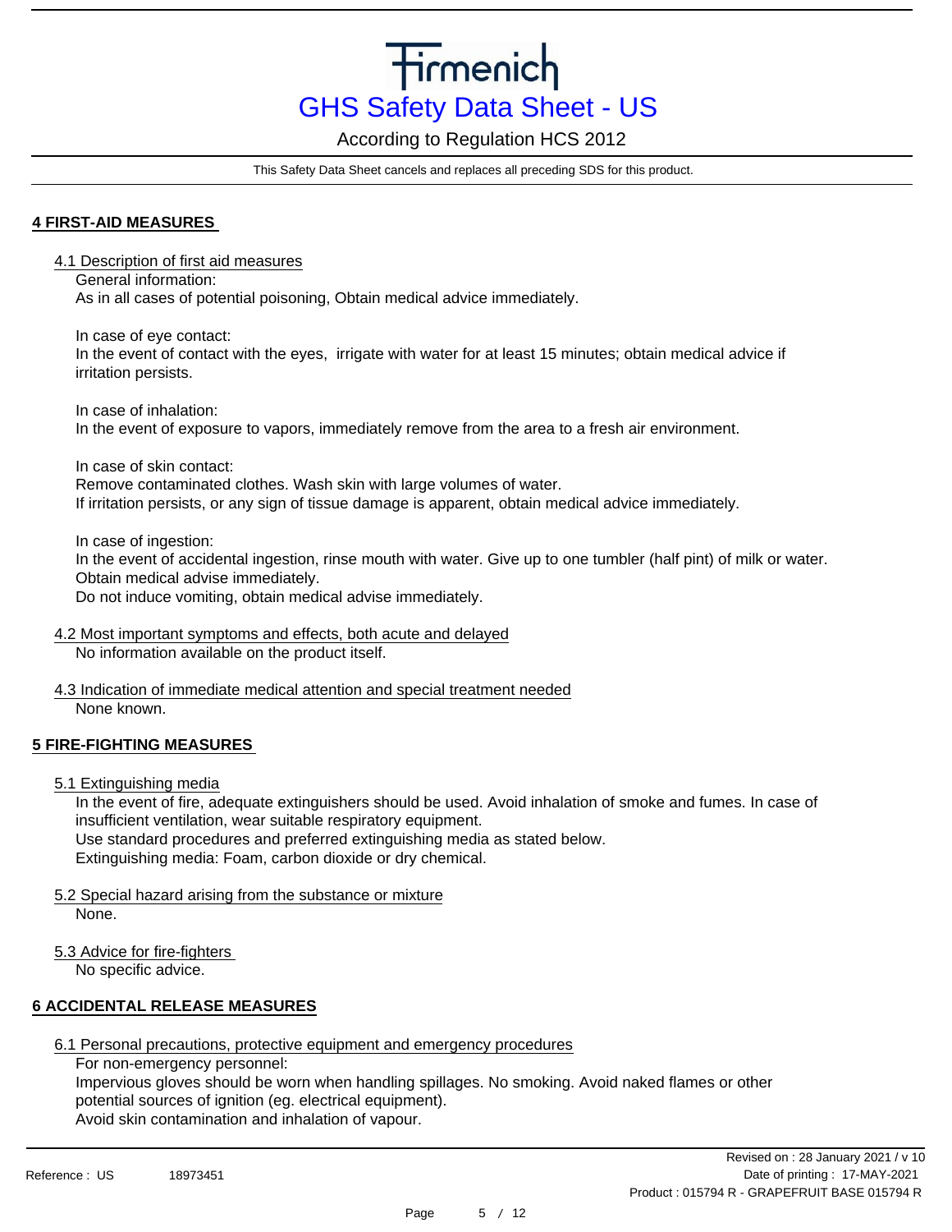## 4 FIRST-AID MEASURES

### 4.1 Description of first aid measures

General information:
As in all cases of potential poisoning, Obtain medical advice immediately.

In case of eye contact:
In the event of contact with the eyes, irrigate with water for at least 15 minutes; obtain medical advice if irritation persists.

In case of inhalation:
In the event of exposure to vapors, immediately remove from the area to a fresh air environment.

In case of skin contact:
Remove contaminated clothes. Wash skin with large volumes of water.
If irritation persists, or any sign of tissue damage is apparent, obtain medical advice immediately.

In case of ingestion:
In the event of accidental ingestion, rinse mouth with water. Give up to one tumbler (half pint) of milk or water.
Obtain medical advise immediately.
Do not induce vomiting, obtain medical advise immediately.

### 4.2 Most important symptoms and effects, both acute and delayed

No information available on the product itself.

### 4.3 Indication of immediate medical attention and special treatment needed

None known.

## 5 FIRE-FIGHTING MEASURES

### 5.1 Extinguishing media

In the event of fire, adequate extinguishers should be used. Avoid inhalation of smoke and fumes. In case of insufficient ventilation, wear suitable respiratory equipment.
Use standard procedures and preferred extinguishing media as stated below.
Extinguishing media: Foam, carbon dioxide or dry chemical.

### 5.2 Special hazard arising from the substance or mixture

None.

### 5.3 Advice for fire-fighters

No specific advice.

## 6 ACCIDENTAL RELEASE MEASURES

### 6.1 Personal precautions, protective equipment and emergency procedures

For non-emergency personnel:
Impervious gloves should be worn when handling spillages. No smoking. Avoid naked flames or other potential sources of ignition (eg. electrical equipment).
Avoid skin contamination and inhalation of vapour.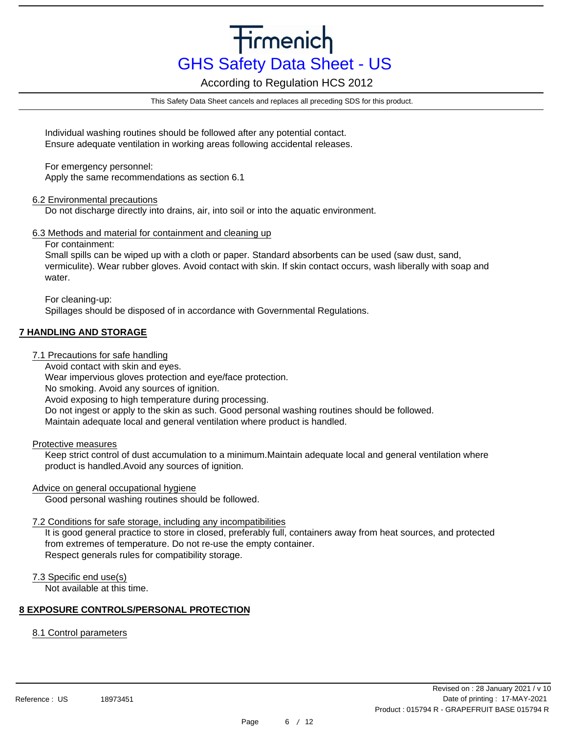Individual washing routines should be followed after any potential contact.
Ensure adequate ventilation in working areas following accidental releases.

For emergency personnel:
Apply the same recommendations as section 6.1

### 6.2 Environmental precautions

Do not discharge directly into drains, air, into soil or into the aquatic environment.

### 6.3 Methods and material for containment and cleaning up

For containment:
Small spills can be wiped up with a cloth or paper. Standard absorbents can be used (saw dust, sand, vermiculite). Wear rubber gloves. Avoid contact with skin. If skin contact occurs, wash liberally with soap and water.

For cleaning-up:
Spillages should be disposed of in accordance with Governmental Regulations.

## 7 HANDLING AND STORAGE

### 7.1 Precautions for safe handling

Avoid contact with skin and eyes.
Wear impervious gloves protection and eye/face protection.
No smoking. Avoid any sources of ignition.
Avoid exposing to high temperature during processing.
Do not ingest or apply to the skin as such. Good personal washing routines should be followed.
Maintain adequate local and general ventilation where product is handled.

### Protective measures

Keep strict control of dust accumulation to a minimum.Maintain adequate local and general ventilation where product is handled.Avoid any sources of ignition.

### Advice on general occupational hygiene

Good personal washing routines should be followed.

### 7.2 Conditions for safe storage, including any incompatibilities

It is good general practice to store in closed, preferably full, containers away from heat sources, and protected from extremes of temperature. Do not re-use the empty container.
Respect generals rules for compatibility storage.

### 7.3 Specific end use(s)

Not available at this time.

## 8 EXPOSURE CONTROLS/PERSONAL PROTECTION

### 8.1 Control parameters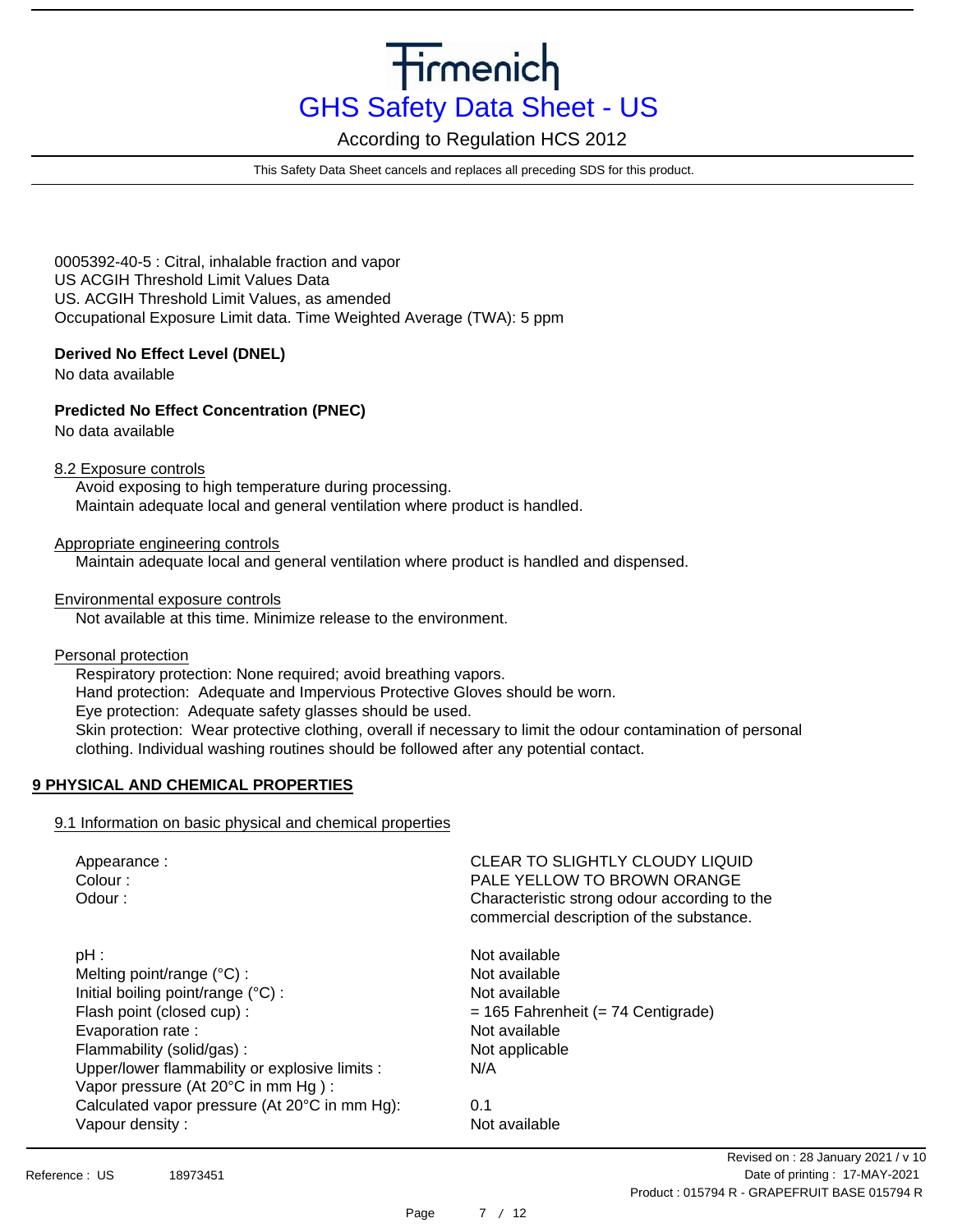0005392-40-5 : Citral, inhalable fraction and vapor
US ACGIH Threshold Limit Values Data
US. ACGIH Threshold Limit Values, as amended
Occupational Exposure Limit data. Time Weighted Average (TWA): 5 ppm

**Derived No Effect Level (DNEL)**

No data available

**Predicted No Effect Concentration (PNEC)**

No data available

8.2 Exposure controls

Avoid exposing to high temperature during processing.
Maintain adequate local and general ventilation where product is handled.

Appropriate engineering controls

Maintain adequate local and general ventilation where product is handled and dispensed.

Environmental exposure controls

Not available at this time. Minimize release to the environment.

Personal protection

Respiratory protection: None required; avoid breathing vapors.
Hand protection: Adequate and Impervious Protective Gloves should be worn.
Eye protection: Adequate safety glasses should be used.
Skin protection: Wear protective clothing, overall if necessary to limit the odour contamination of personal clothing. Individual washing routines should be followed after any potential contact.

## 9 PHYSICAL AND CHEMICAL PROPERTIES

9.1 Information on basic physical and chemical properties

| | |
|---|---|
| Appearance : | CLEAR TO SLIGHTLY CLOUDY LIQUID |
| Colour : | PALE YELLOW TO BROWN ORANGE |
| Odour : | Characteristic strong odour according to the commercial description of the substance. |
| pH : | Not available |
| Melting point/range (°C) : | Not available |
| Initial boiling point/range (°C) : | Not available |
| Flash point (closed cup) : | = 165 Fahrenheit (= 74 Centigrade) |
| Evaporation rate : | Not available |
| Flammability (solid/gas) : | Not applicable |
| Upper/lower flammability or explosive limits : | N/A |
| Vapor pressure (At 20°C in mm Hg ) : | |
| Calculated vapor pressure (At 20°C in mm Hg): | 0.1 |
| Vapour density : | Not available |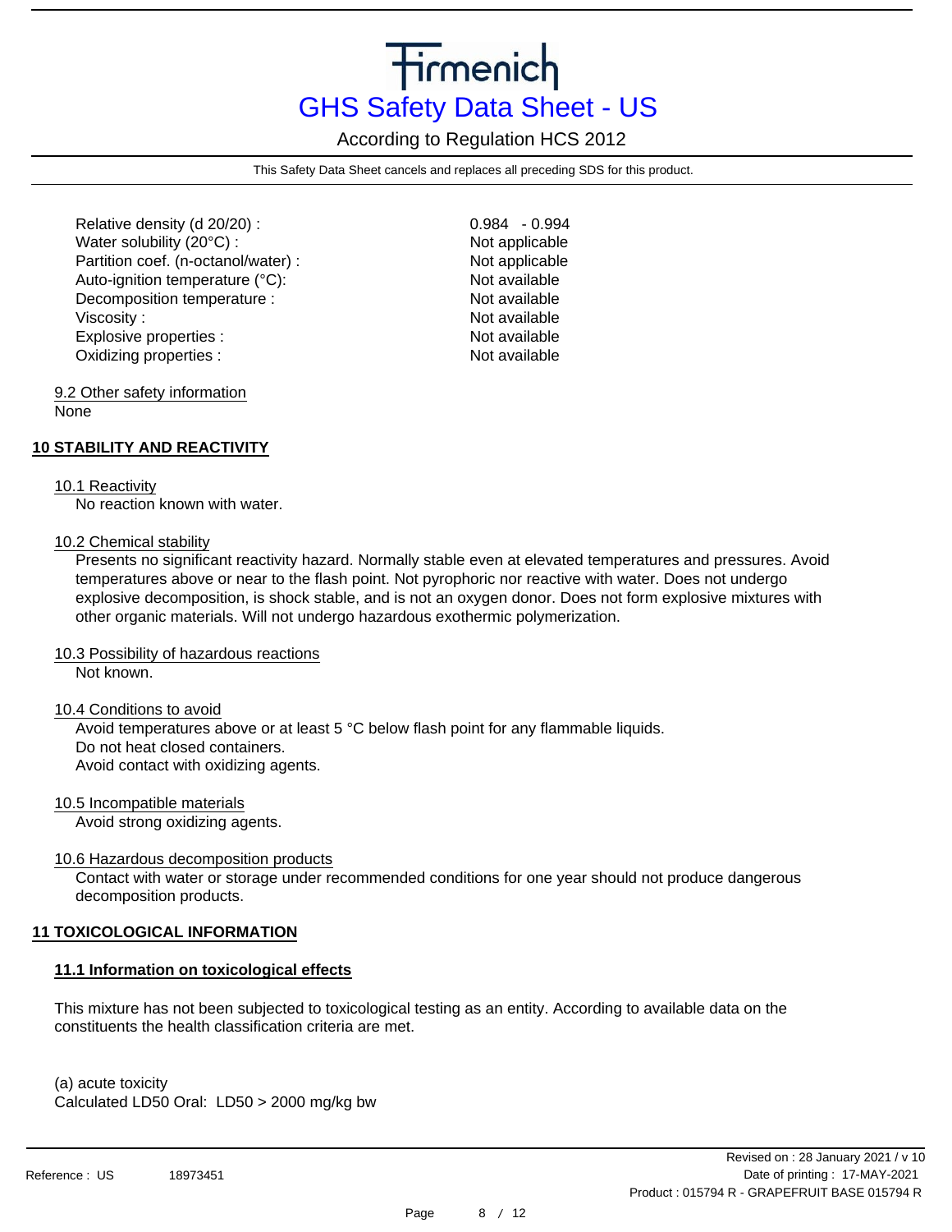| | |
|---|---|
| Relative density (d 20/20) : | 0.984 - 0.994 |
| Water solubility (20°C) : | Not applicable |
| Partition coef. (n-octanol/water) : | Not applicable |
| Auto-ignition temperature (°C): | Not available |
| Decomposition temperature : | Not available |
| Viscosity : | Not available |
| Explosive properties : | Not available |
| Oxidizing properties : | Not available |

9.2 Other safety information

None

## 10 STABILITY AND REACTIVITY

10.1 Reactivity

No reaction known with water.

10.2 Chemical stability

Presents no significant reactivity hazard. Normally stable even at elevated temperatures and pressures. Avoid temperatures above or near to the flash point. Not pyrophoric nor reactive with water. Does not undergo explosive decomposition, is shock stable, and is not an oxygen donor. Does not form explosive mixtures with other organic materials. Will not undergo hazardous exothermic polymerization.

10.3 Possibility of hazardous reactions

Not known.

10.4 Conditions to avoid

Avoid temperatures above or at least 5 °C below flash point for any flammable liquids.
Do not heat closed containers.
Avoid contact with oxidizing agents.

10.5 Incompatible materials

Avoid strong oxidizing agents.

10.6 Hazardous decomposition products

Contact with water or storage under recommended conditions for one year should not produce dangerous decomposition products.

## 11 TOXICOLOGICAL INFORMATION

### 11.1 Information on toxicological effects

This mixture has not been subjected to toxicological testing as an entity. According to available data on the constituents the health classification criteria are met.

(a) acute toxicity
Calculated LD50 Oral: LD50 > 2000 mg/kg bw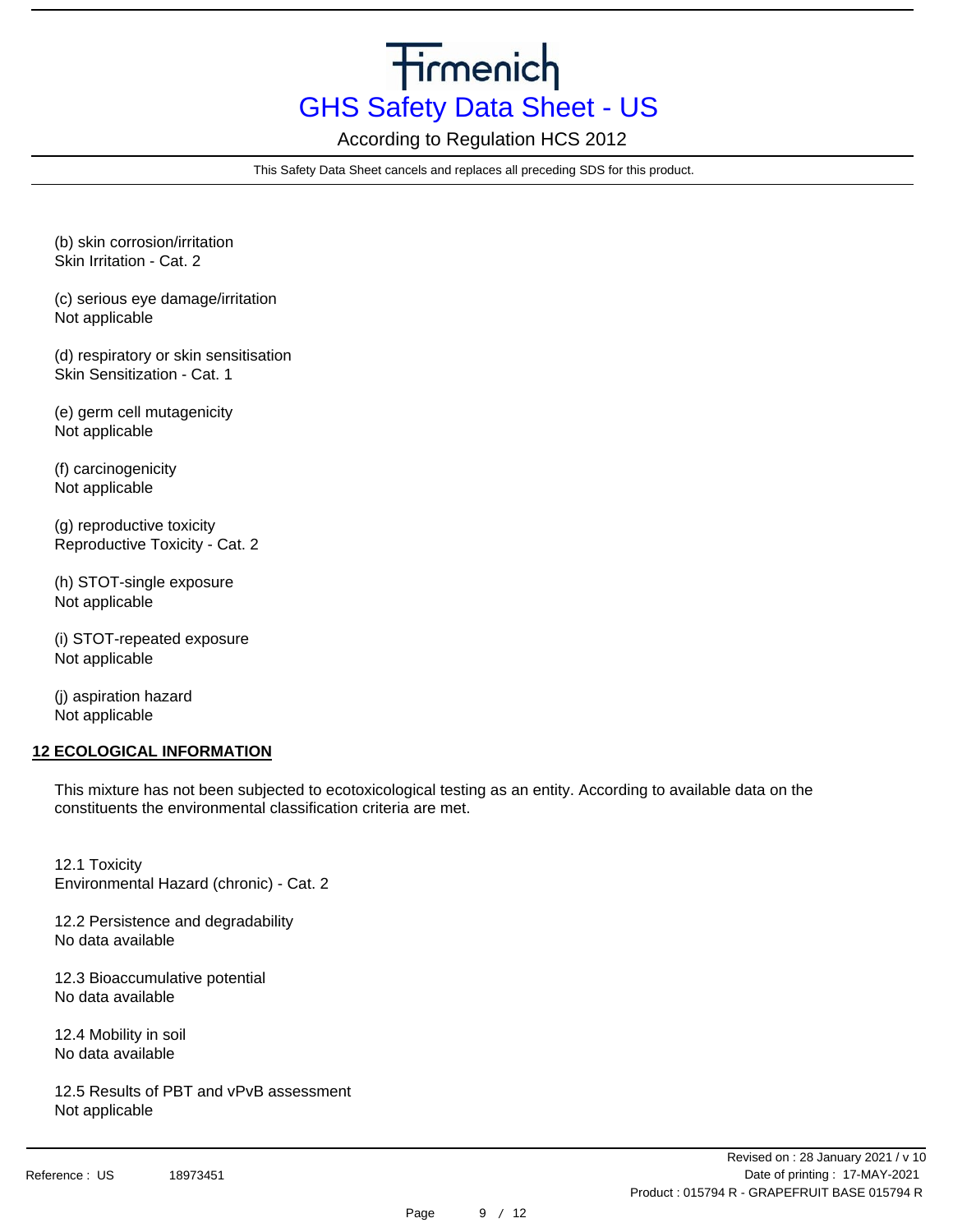(b) skin corrosion/irritation
Skin Irritation - Cat. 2

(c) serious eye damage/irritation
Not applicable

(d) respiratory or skin sensitisation
Skin Sensitization - Cat. 1

(e) germ cell mutagenicity
Not applicable

(f) carcinogenicity
Not applicable

(g) reproductive toxicity
Reproductive Toxicity - Cat. 2

(h) STOT-single exposure
Not applicable

(i) STOT-repeated exposure
Not applicable

(j) aspiration hazard
Not applicable

## 12 ECOLOGICAL INFORMATION

This mixture has not been subjected to ecotoxicological testing as an entity. According to available data on the constituents the environmental classification criteria are met.

12.1 Toxicity
Environmental Hazard (chronic) - Cat. 2

12.2 Persistence and degradability
No data available

12.3 Bioaccumulative potential
No data available

12.4 Mobility in soil
No data available

12.5 Results of PBT and vPvB assessment
Not applicable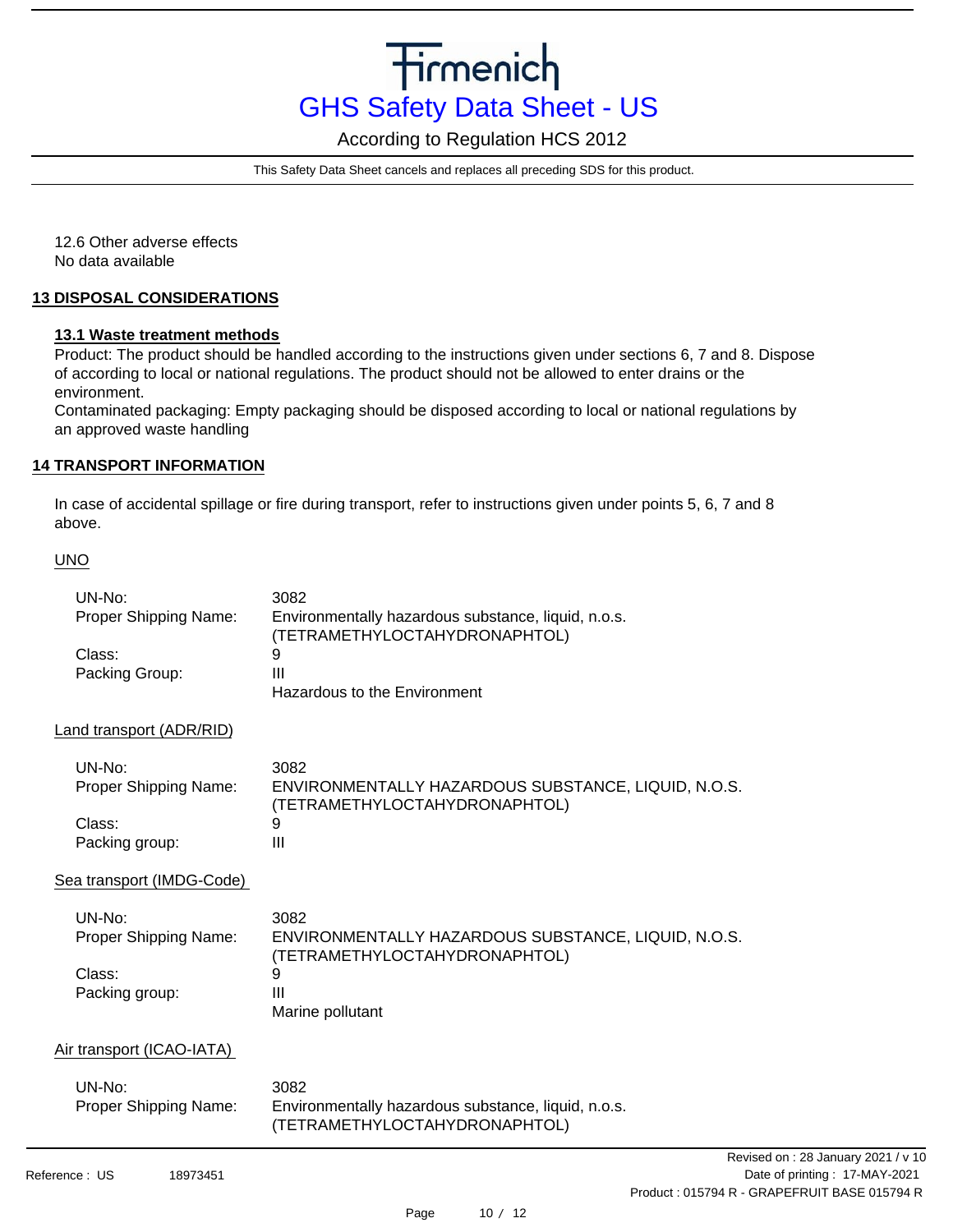12.6 Other adverse effects
No data available

## 13 DISPOSAL CONSIDERATIONS

### 13.1 Waste treatment methods

Product: The product should be handled according to the instructions given under sections 6, 7 and 8. Dispose of according to local or national regulations. The product should not be allowed to enter drains or the environment.
Contaminated packaging: Empty packaging should be disposed according to local or national regulations by an approved waste handling

## 14 TRANSPORT INFORMATION

In case of accidental spillage or fire during transport, refer to instructions given under points 5, 6, 7 and 8 above.

UNO

| | |
|---|---|
| UN-No: | 3082 |
| Proper Shipping Name: | Environmentally hazardous substance, liquid, n.o.s. (TETRAMETHYLOCTAHYDRONAPHTOL) |
| Class: | 9 |
| Packing Group: | III |
| | Hazardous to the Environment |

Land transport (ADR/RID)

| | |
|---|---|
| UN-No: | 3082 |
| Proper Shipping Name: | ENVIRONMENTALLY HAZARDOUS SUBSTANCE, LIQUID, N.O.S. (TETRAMETHYLOCTAHYDRONAPHTOL) |
| Class: | 9 |
| Packing group: | III |

Sea transport (IMDG-Code)

| | |
|---|---|
| UN-No: | 3082 |
| Proper Shipping Name: | ENVIRONMENTALLY HAZARDOUS SUBSTANCE, LIQUID, N.O.S. (TETRAMETHYLOCTAHYDRONAPHTOL) |
| Class: | 9 |
| Packing group: | III |
| | Marine pollutant |

Air transport (ICAO-IATA)

| | |
|---|---|
| UN-No: | 3082 |
| Proper Shipping Name: | Environmentally hazardous substance, liquid, n.o.s. (TETRAMETHYLOCTAHYDRONAPHTOL) |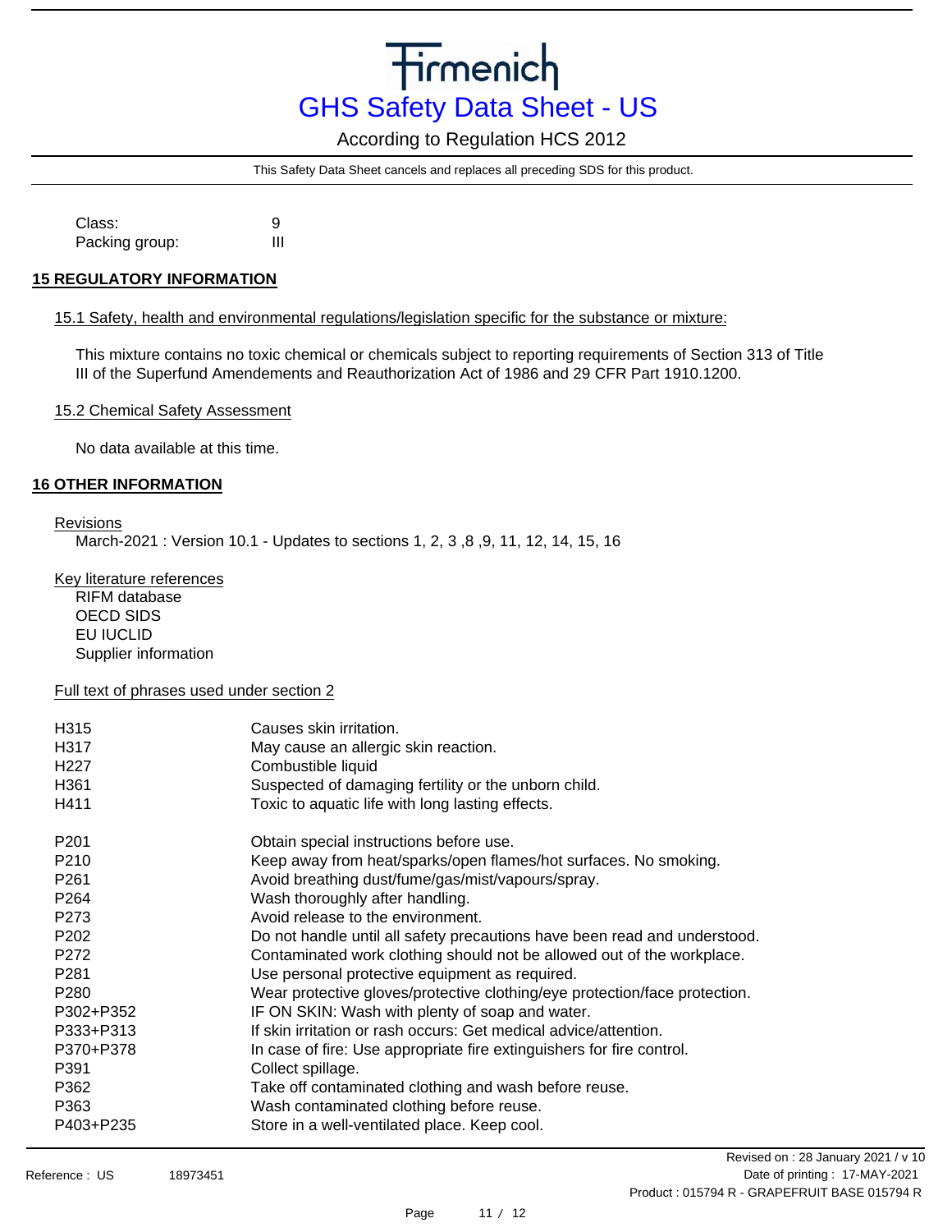Class: 9
Packing group: III

## 15 REGULATORY INFORMATION

### 15.1 Safety, health and environmental regulations/legislation specific for the substance or mixture:

This mixture contains no toxic chemical or chemicals subject to reporting requirements of Section 313 of Title III of the Superfund Amendements and Reauthorization Act of 1986 and 29 CFR Part 1910.1200.

### 15.2 Chemical Safety Assessment

No data available at this time.

## 16 OTHER INFORMATION

### Revisions

March-2021 : Version 10.1 - Updates to sections 1, 2, 3 ,8 ,9, 11, 12, 14, 15, 16

### Key literature references

RIFM database
OECD SIDS
EU IUCLID
Supplier information

### Full text of phrases used under section 2

| | |
|---|---|
| H315 | Causes skin irritation. |
| H317 | May cause an allergic skin reaction. |
| H227 | Combustible liquid |
| H361 | Suspected of damaging fertility or the unborn child. |
| H411 | Toxic to aquatic life with long lasting effects. |

| | |
|---|---|
| P201 | Obtain special instructions before use. |
| P210 | Keep away from heat/sparks/open flames/hot surfaces. No smoking. |
| P261 | Avoid breathing dust/fume/gas/mist/vapours/spray. |
| P264 | Wash thoroughly after handling. |
| P273 | Avoid release to the environment. |
| P202 | Do not handle until all safety precautions have been read and understood. |
| P272 | Contaminated work clothing should not be allowed out of the workplace. |
| P281 | Use personal protective equipment as required. |
| P280 | Wear protective gloves/protective clothing/eye protection/face protection. |
| P302+P352 | IF ON SKIN: Wash with plenty of soap and water. |
| P333+P313 | If skin irritation or rash occurs: Get medical advice/attention. |
| P370+P378 | In case of fire: Use appropriate fire extinguishers for fire control. |
| P391 | Collect spillage. |
| P362 | Take off contaminated clothing and wash before reuse. |
| P363 | Wash contaminated clothing before reuse. |
| P403+P235 | Store in a well-ventilated place. Keep cool. |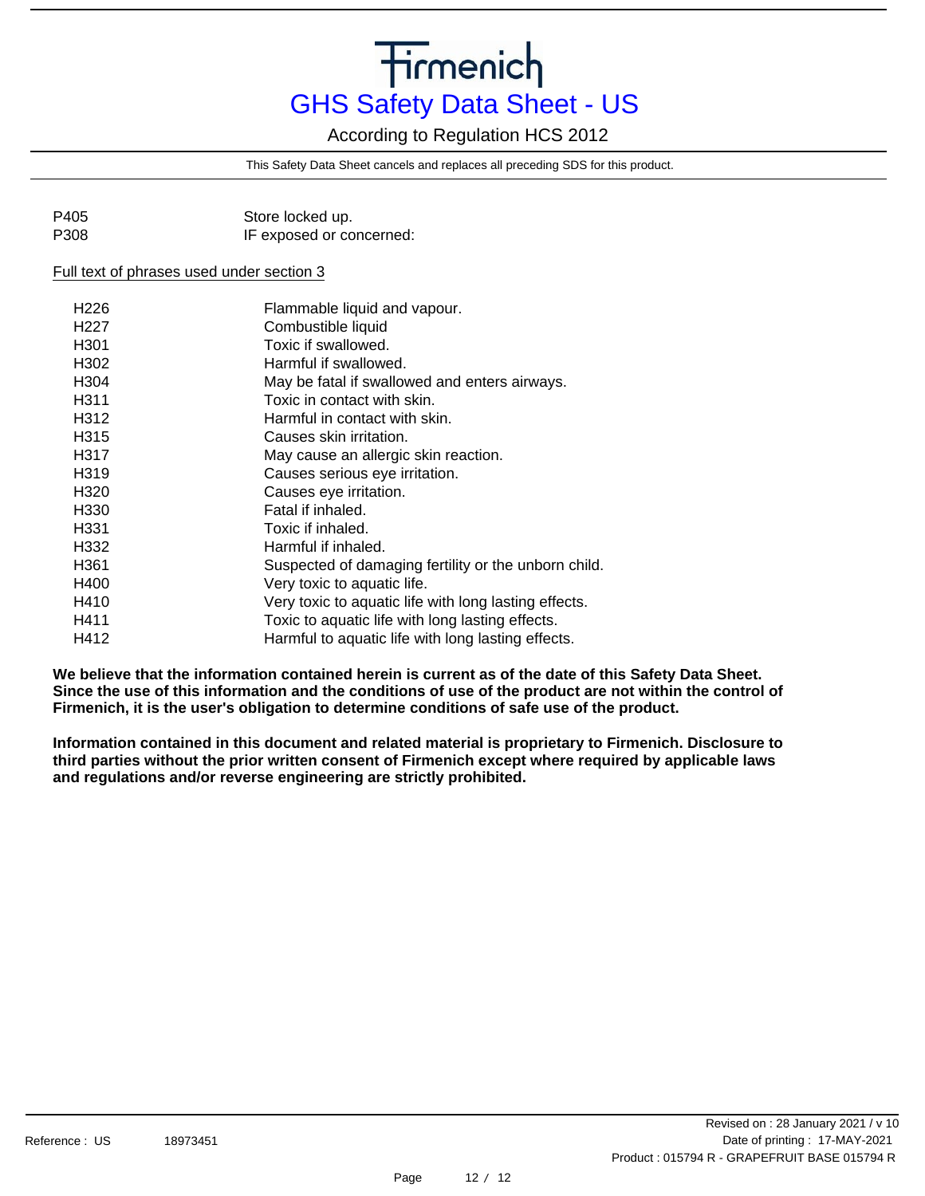| | |
|---|---|
| P405 | Store locked up. |
| P308 | IF exposed or concerned: |

Full text of phrases used under section 3

| | |
|---|---|
| H226 | Flammable liquid and vapour. |
| H227 | Combustible liquid |
| H301 | Toxic if swallowed. |
| H302 | Harmful if swallowed. |
| H304 | May be fatal if swallowed and enters airways. |
| H311 | Toxic in contact with skin. |
| H312 | Harmful in contact with skin. |
| H315 | Causes skin irritation. |
| H317 | May cause an allergic skin reaction. |
| H319 | Causes serious eye irritation. |
| H320 | Causes eye irritation. |
| H330 | Fatal if inhaled. |
| H331 | Toxic if inhaled. |
| H332 | Harmful if inhaled. |
| H361 | Suspected of damaging fertility or the unborn child. |
| H400 | Very toxic to aquatic life. |
| H410 | Very toxic to aquatic life with long lasting effects. |
| H411 | Toxic to aquatic life with long lasting effects. |
| H412 | Harmful to aquatic life with long lasting effects. |

**We believe that the information contained herein is current as of the date of this Safety Data Sheet. Since the use of this information and the conditions of use of the product are not within the control of Firmenich, it is the user's obligation to determine conditions of safe use of the product.**

**Information contained in this document and related material is proprietary to Firmenich. Disclosure to third parties without the prior written consent of Firmenich except where required by applicable laws and regulations and/or reverse engineering are strictly prohibited.**